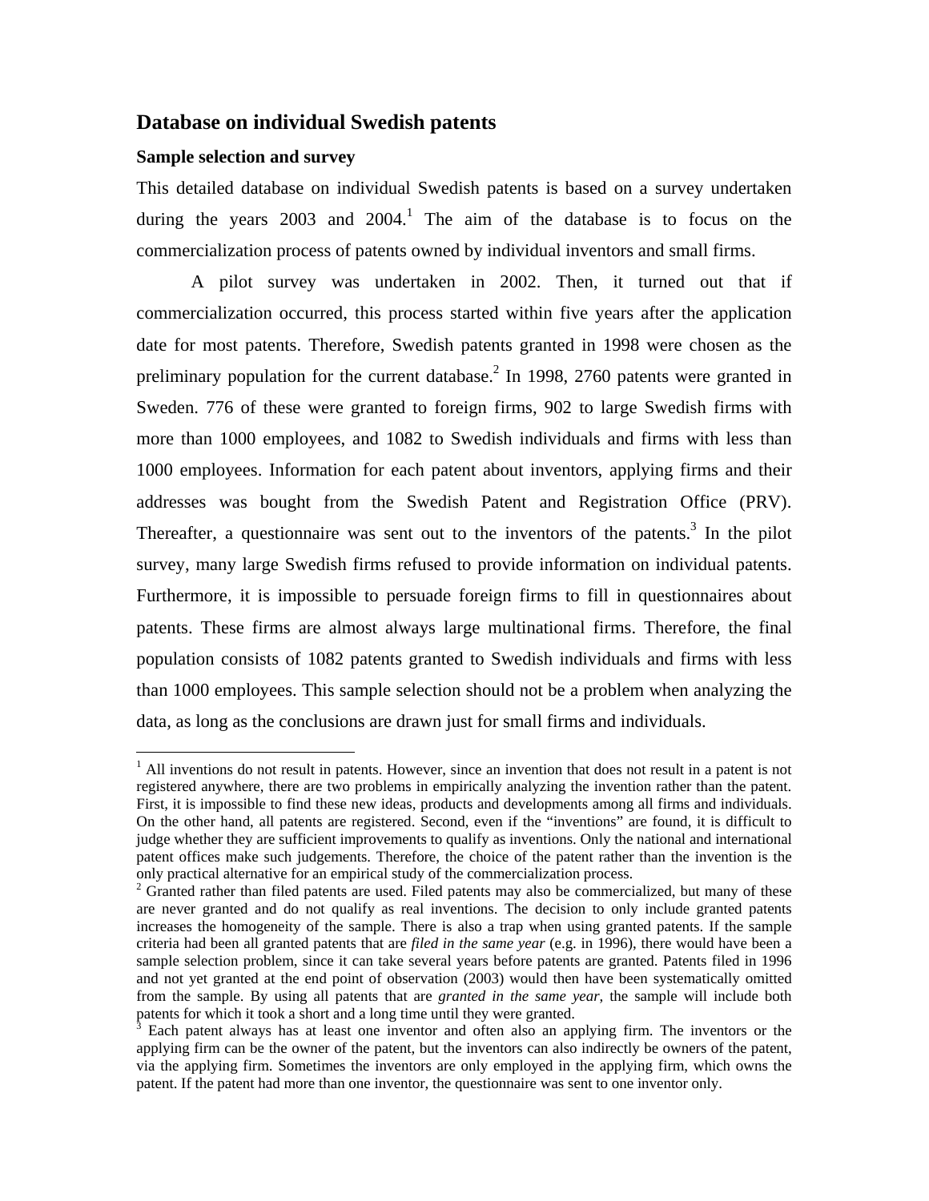## Database on individual Swedish patents

### Sample selection and survey

This detailed database on individual Swedish patents is based on a survey undertaken during the years 2003 and 2004.[1] The aim of the database is to focus on the commercialization process of patents owned by individual inventors and small firms.

A pilot survey was undertaken in 2002. Then, it turned out that if commercialization occurred, this process started within five years after the application date for most patents. Therefore, Swedish patents granted in 1998 were chosen as the preliminary population for the current database.[2] In 1998, 2760 patents were granted in Sweden. 776 of these were granted to foreign firms, 902 to large Swedish firms with more than 1000 employees, and 1082 to Swedish individuals and firms with less than 1000 employees. Information for each patent about inventors, applying firms and their addresses was bought from the Swedish Patent and Registration Office (PRV). Thereafter, a questionnaire was sent out to the inventors of the patents.[3] In the pilot survey, many large Swedish firms refused to provide information on individual patents. Furthermore, it is impossible to persuade foreign firms to fill in questionnaires about patents. These firms are almost always large multinational firms. Therefore, the final population consists of 1082 patents granted to Swedish individuals and firms with less than 1000 employees. This sample selection should not be a problem when analyzing the data, as long as the conclusions are drawn just for small firms and individuals.

---

[1] All inventions do not result in patents. However, since an invention that does not result in a patent is not registered anywhere, there are two problems in empirically analyzing the invention rather than the patent. First, it is impossible to find these new ideas, products and developments among all firms and individuals. On the other hand, all patents are registered. Second, even if the "inventions" are found, it is difficult to judge whether they are sufficient improvements to qualify as inventions. Only the national and international patent offices make such judgements. Therefore, the choice of the patent rather than the invention is the only practical alternative for an empirical study of the commercialization process.

[2] Granted rather than filed patents are used. Filed patents may also be commercialized, but many of these are never granted and do not qualify as real inventions. The decision to only include granted patents increases the homogeneity of the sample. There is also a trap when using granted patents. If the sample criteria had been all granted patents that are *filed in the same year* (e.g. in 1996), there would have been a sample selection problem, since it can take several years before patents are granted. Patents filed in 1996 and not yet granted at the end point of observation (2003) would then have been systematically omitted from the sample. By using all patents that are *granted in the same year*, the sample will include both patents for which it took a short and a long time until they were granted.

[3] Each patent always has at least one inventor and often also an applying firm. The inventors or the applying firm can be the owner of the patent, but the inventors can also indirectly be owners of the patent, via the applying firm. Sometimes the inventors are only employed in the applying firm, which owns the patent. If the patent had more than one inventor, the questionnaire was sent to one inventor only.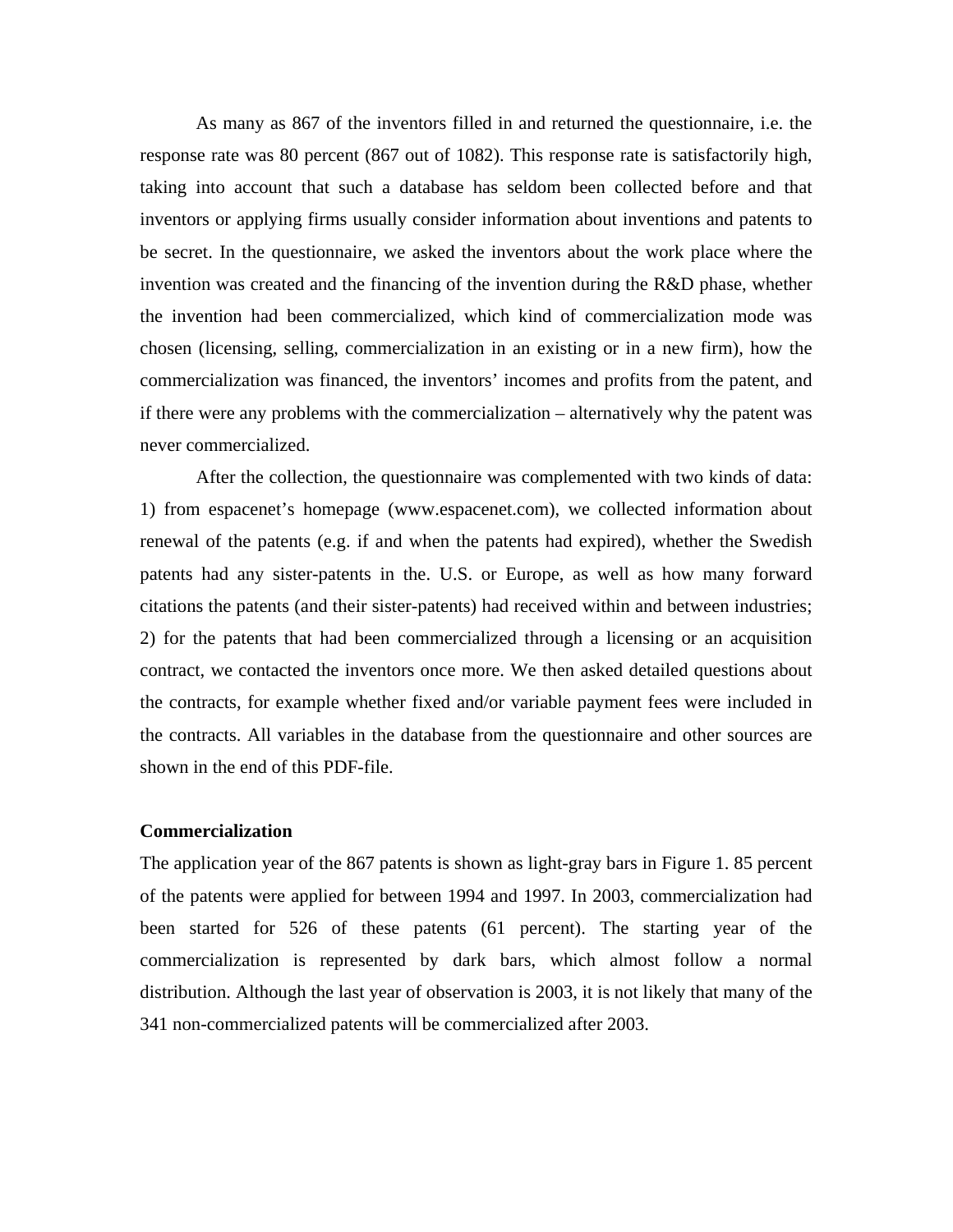As many as 867 of the inventors filled in and returned the questionnaire, i.e. the response rate was 80 percent (867 out of 1082). This response rate is satisfactorily high, taking into account that such a database has seldom been collected before and that inventors or applying firms usually consider information about inventions and patents to be secret. In the questionnaire, we asked the inventors about the work place where the invention was created and the financing of the invention during the R&D phase, whether the invention had been commercialized, which kind of commercialization mode was chosen (licensing, selling, commercialization in an existing or in a new firm), how the commercialization was financed, the inventors' incomes and profits from the patent, and if there were any problems with the commercialization – alternatively why the patent was never commercialized.

After the collection, the questionnaire was complemented with two kinds of data: 1) from espacenet's homepage (www.espacenet.com), we collected information about renewal of the patents (e.g. if and when the patents had expired), whether the Swedish patents had any sister-patents in the. U.S. or Europe, as well as how many forward citations the patents (and their sister-patents) had received within and between industries; 2) for the patents that had been commercialized through a licensing or an acquisition contract, we contacted the inventors once more. We then asked detailed questions about the contracts, for example whether fixed and/or variable payment fees were included in the contracts. All variables in the database from the questionnaire and other sources are shown in the end of this PDF-file.

**Commercialization**

The application year of the 867 patents is shown as light-gray bars in Figure 1. 85 percent of the patents were applied for between 1994 and 1997. In 2003, commercialization had been started for 526 of these patents (61 percent). The starting year of the commercialization is represented by dark bars, which almost follow a normal distribution. Although the last year of observation is 2003, it is not likely that many of the 341 non-commercialized patents will be commercialized after 2003.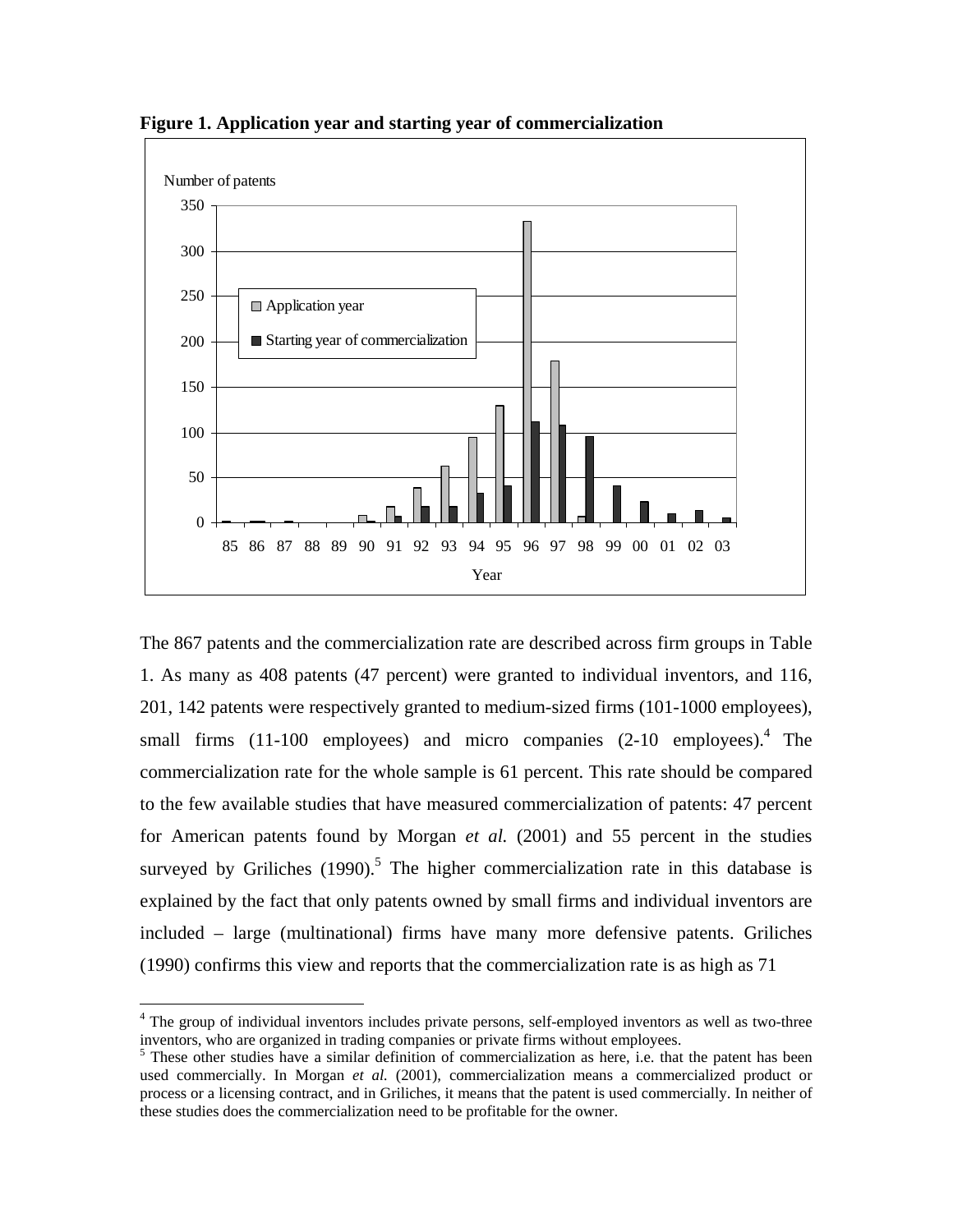**Figure 1. Application year and starting year of commercialization**

The 867 patents and the commercialization rate are described across firm groups in Table 1. As many as 408 patents (47 percent) were granted to individual inventors, and 116, 201, 142 patents were respectively granted to medium-sized firms (101-1000 employees), small firms (11-100 employees) and micro companies (2-10 employees).[4] The commercialization rate for the whole sample is 61 percent. This rate should be compared to the few available studies that have measured commercialization of patents: 47 percent for American patents found by Morgan *et al.* (2001) and 55 percent in the studies surveyed by Griliches (1990).[5] The higher commercialization rate in this database is explained by the fact that only patents owned by small firms and individual inventors are included – large (multinational) firms have many more defensive patents. Griliches (1990) confirms this view and reports that the commercialization rate is as high as 71

[4] The group of individual inventors includes private persons, self-employed inventors as well as two-three inventors, who are organized in trading companies or private firms without employees.

[5] These other studies have a similar definition of commercialization as here, i.e. that the patent has been used commercially. In Morgan *et al.* (2001), commercialization means a commercialized product or process or a licensing contract, and in Griliches, it means that the patent is used commercially. In neither of these studies does the commercialization need to be profitable for the owner.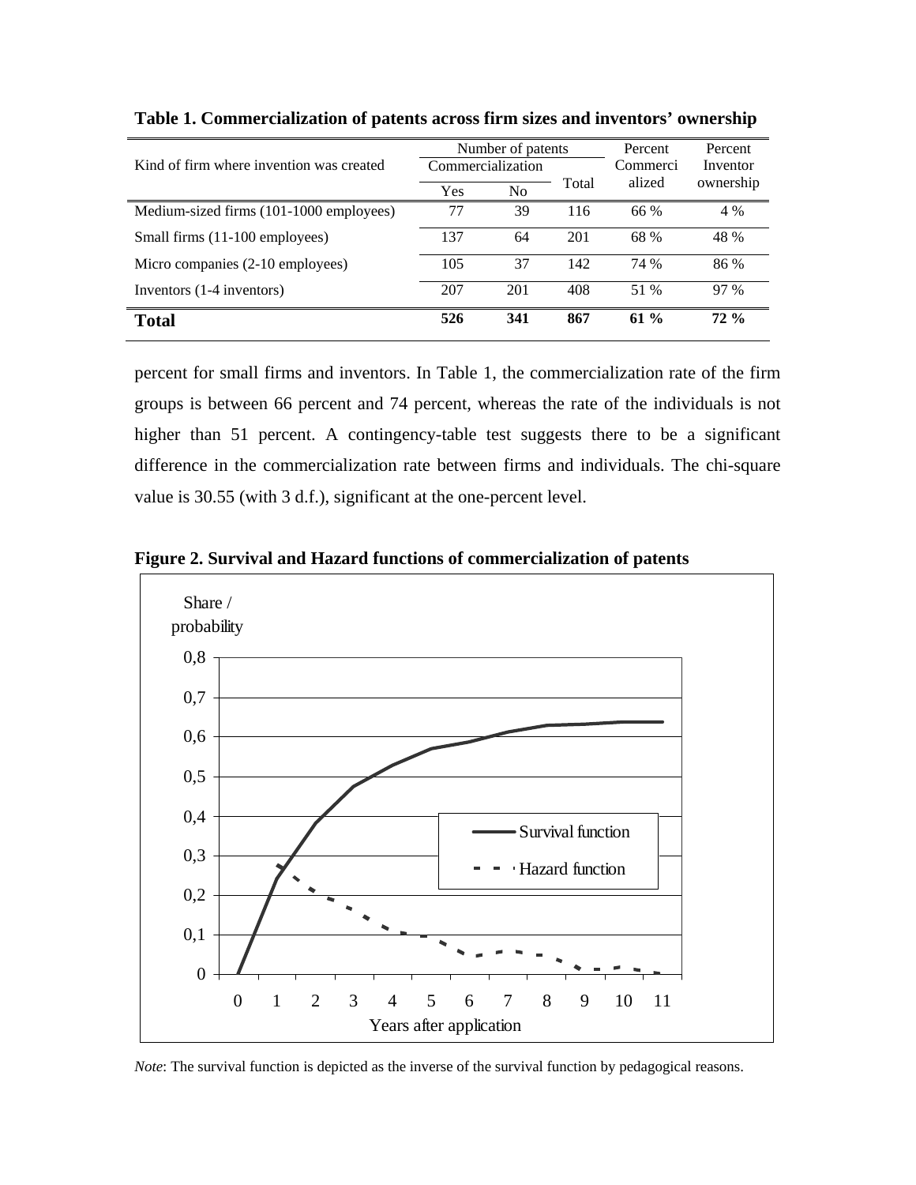**Table 1. Commercialization of patents across firm sizes and inventors' ownership**

| Kind of firm where invention was created | Number of patents Commercialization | | | Percent Commercialized | Percent Inventor ownership |
|---|---|---|---|---|---|
| | Yes | No | Total | | |
| Medium-sized firms (101-1000 employees) | 77 | 39 | 116 | 66 % | 4 % |
| Small firms (11-100 employees) | 137 | 64 | 201 | 68 % | 48 % |
| Micro companies (2-10 employees) | 105 | 37 | 142 | 74 % | 86 % |
| Inventors (1-4 inventors) | 207 | 201 | 408 | 51 % | 97 % |
| **Total** | **526** | **341** | **867** | **61 %** | **72 %** |

percent for small firms and inventors. In Table 1, the commercialization rate of the firm groups is between 66 percent and 74 percent, whereas the rate of the individuals is not higher than 51 percent. A contingency-table test suggests there to be a significant difference in the commercialization rate between firms and individuals. The chi-square value is 30.55 (with 3 d.f.), significant at the one-percent level.

**Figure 2. Survival and Hazard functions of commercialization of patents**

*Note*: The survival function is depicted as the inverse of the survival function by pedagogical reasons.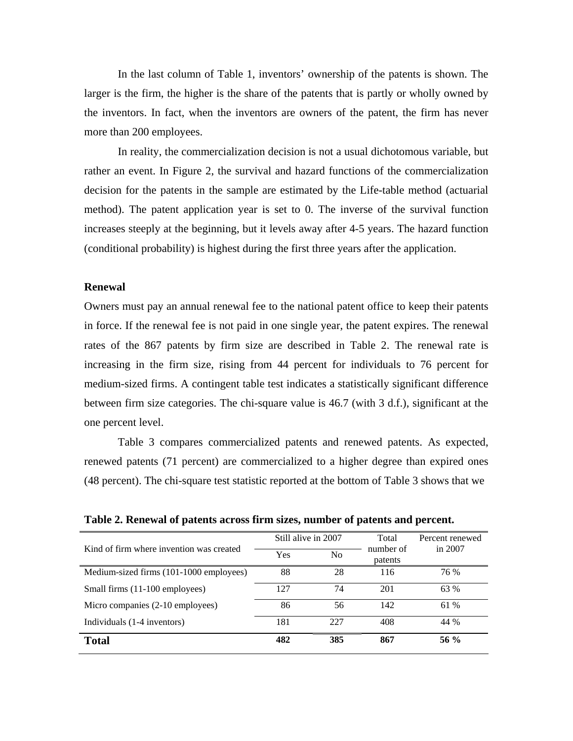In the last column of Table 1, inventors' ownership of the patents is shown. The larger is the firm, the higher is the share of the patents that is partly or wholly owned by the inventors. In fact, when the inventors are owners of the patent, the firm has never more than 200 employees.

In reality, the commercialization decision is not a usual dichotomous variable, but rather an event. In Figure 2, the survival and hazard functions of the commercialization decision for the patents in the sample are estimated by the Life-table method (actuarial method). The patent application year is set to 0. The inverse of the survival function increases steeply at the beginning, but it levels away after 4-5 years. The hazard function (conditional probability) is highest during the first three years after the application.

### Renewal

Owners must pay an annual renewal fee to the national patent office to keep their patents in force. If the renewal fee is not paid in one single year, the patent expires. The renewal rates of the 867 patents by firm size are described in Table 2. The renewal rate is increasing in the firm size, rising from 44 percent for individuals to 76 percent for medium-sized firms. A contingent table test indicates a statistically significant difference between firm size categories. The chi-square value is 46.7 (with 3 d.f.), significant at the one percent level.

Table 3 compares commercialized patents and renewed patents. As expected, renewed patents (71 percent) are commercialized to a higher degree than expired ones (48 percent). The chi-square test statistic reported at the bottom of Table 3 shows that we

**Table 2. Renewal of patents across firm sizes, number of patents and percent.**

| Kind of firm where invention was created | Still alive in 2007 | | Total number of patents | Percent renewed in 2007 |
|---|---|---|---|---|
| | Yes | No | | |
| Medium-sized firms (101-1000 employees) | 88 | 28 | 116 | 76 % |
| Small firms (11-100 employees) | 127 | 74 | 201 | 63 % |
| Micro companies (2-10 employees) | 86 | 56 | 142 | 61 % |
| Individuals (1-4 inventors) | 181 | 227 | 408 | 44 % |
| **Total** | **482** | **385** | **867** | **56 %** |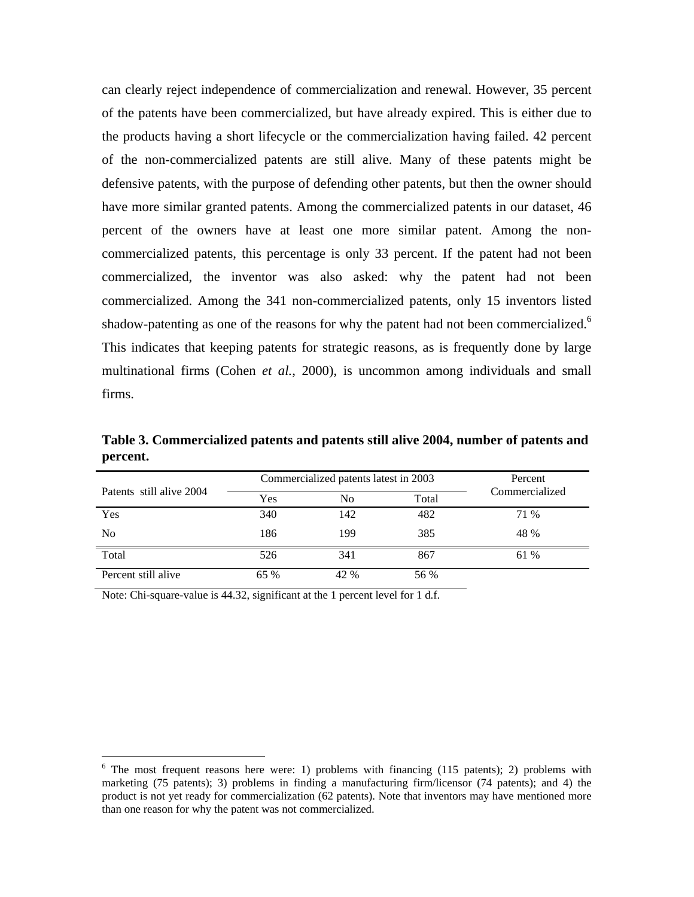can clearly reject independence of commercialization and renewal. However, 35 percent of the patents have been commercialized, but have already expired. This is either due to the products having a short lifecycle or the commercialization having failed. 42 percent of the non-commercialized patents are still alive. Many of these patents might be defensive patents, with the purpose of defending other patents, but then the owner should have more similar granted patents. Among the commercialized patents in our dataset, 46 percent of the owners have at least one more similar patent. Among the non-commercialized patents, this percentage is only 33 percent. If the patent had not been commercialized, the inventor was also asked: why the patent had not been commercialized. Among the 341 non-commercialized patents, only 15 inventors listed shadow-patenting as one of the reasons for why the patent had not been commercialized.[6] This indicates that keeping patents for strategic reasons, as is frequently done by large multinational firms (Cohen *et al.*, 2000), is uncommon among individuals and small firms.

**Table 3. Commercialized patents and patents still alive 2004, number of patents and percent.**

| Patents still alive 2004 | Commercialized patents latest in 2003 | | | Percent Commercialized |
|---|---|---|---|---|
| | Yes | No | Total | |
| Yes | 340 | 142 | 482 | 71 % |
| No | 186 | 199 | 385 | 48 % |
| Total | 526 | 341 | 867 | 61 % |
| Percent still alive | 65 % | 42 % | 56 % | |

Note: Chi-square-value is 44.32, significant at the 1 percent level for 1 d.f.

[6] The most frequent reasons here were: 1) problems with financing (115 patents); 2) problems with marketing (75 patents); 3) problems in finding a manufacturing firm/licensor (74 patents); and 4) the product is not yet ready for commercialization (62 patents). Note that inventors may have mentioned more than one reason for why the patent was not commercialized.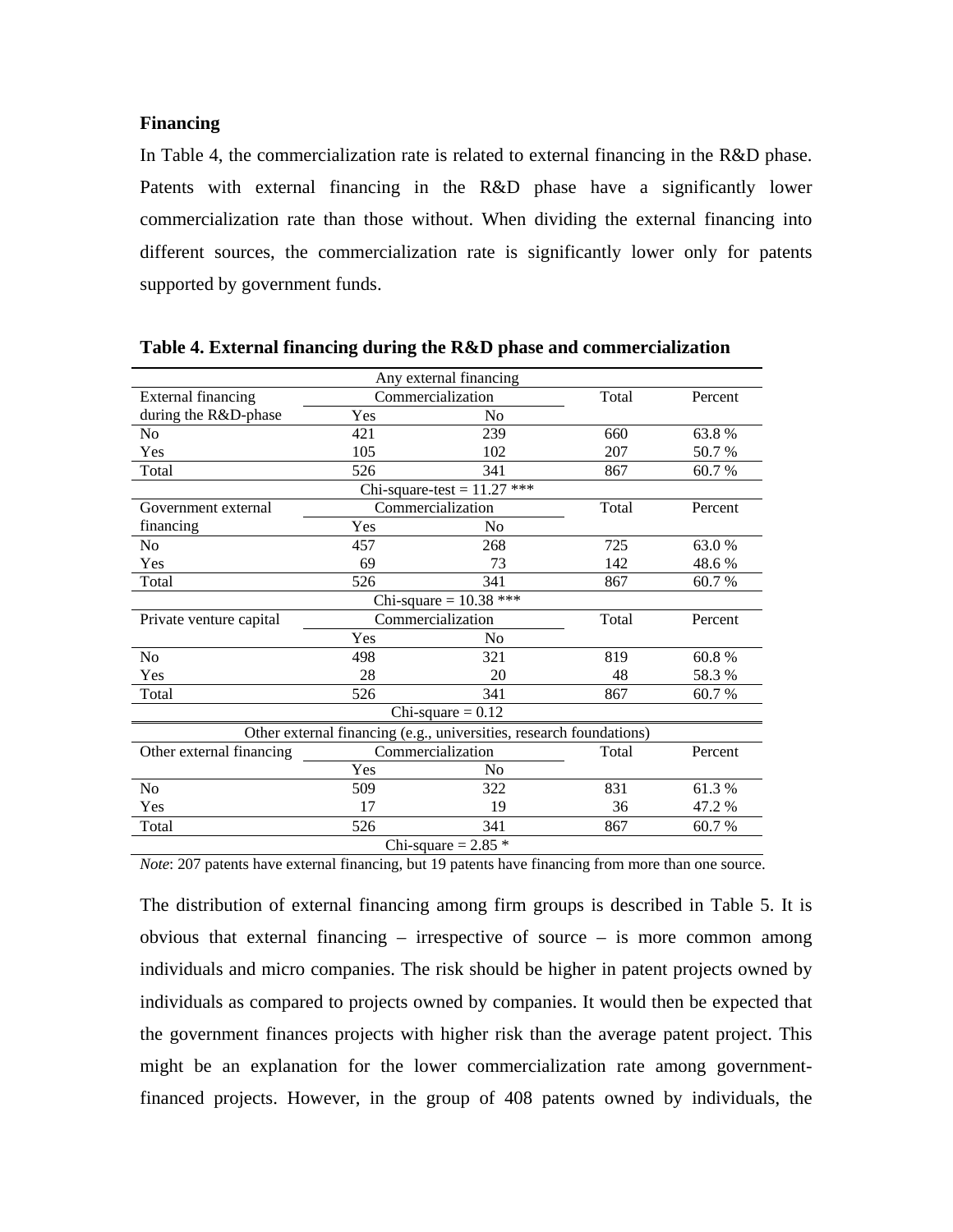**Financing**

In Table 4, the commercialization rate is related to external financing in the R&D phase. Patents with external financing in the R&D phase have a significantly lower commercialization rate than those without. When dividing the external financing into different sources, the commercialization rate is significantly lower only for patents supported by government funds.

**Table 4. External financing during the R&D phase and commercialization**

| Any external financing | | | | |
|---|---|---|---|---|
| External financing during the R&D-phase | Commercialization | | Total | Percent |
| | Yes | No | | |
| No | 421 | 239 | 660 | 63.8 % |
| Yes | 105 | 102 | 207 | 50.7 % |
| Total | 526 | 341 | 867 | 60.7 % |
| Chi-square-test = 11.27 *** | | | | |
| Government external financing | Commercialization | | Total | Percent |
| | Yes | No | | |
| No | 457 | 268 | 725 | 63.0 % |
| Yes | 69 | 73 | 142 | 48.6 % |
| Total | 526 | 341 | 867 | 60.7 % |
| Chi-square = 10.38 *** | | | | |
| Private venture capital | Commercialization | | Total | Percent |
| | Yes | No | | |
| No | 498 | 321 | 819 | 60.8 % |
| Yes | 28 | 20 | 48 | 58.3 % |
| Total | 526 | 341 | 867 | 60.7 % |
| Chi-square = 0.12 | | | | |
| Other external financing (e.g., universities, research foundations) | | | | |
| Other external financing | Commercialization | | Total | Percent |
| | Yes | No | | |
| No | 509 | 322 | 831 | 61.3 % |
| Yes | 17 | 19 | 36 | 47.2 % |
| Total | 526 | 341 | 867 | 60.7 % |
| Chi-square = 2.85 * | | | | |

*Note*: 207 patents have external financing, but 19 patents have financing from more than one source.

The distribution of external financing among firm groups is described in Table 5. It is obvious that external financing – irrespective of source – is more common among individuals and micro companies. The risk should be higher in patent projects owned by individuals as compared to projects owned by companies. It would then be expected that the government finances projects with higher risk than the average patent project. This might be an explanation for the lower commercialization rate among government-financed projects. However, in the group of 408 patents owned by individuals, the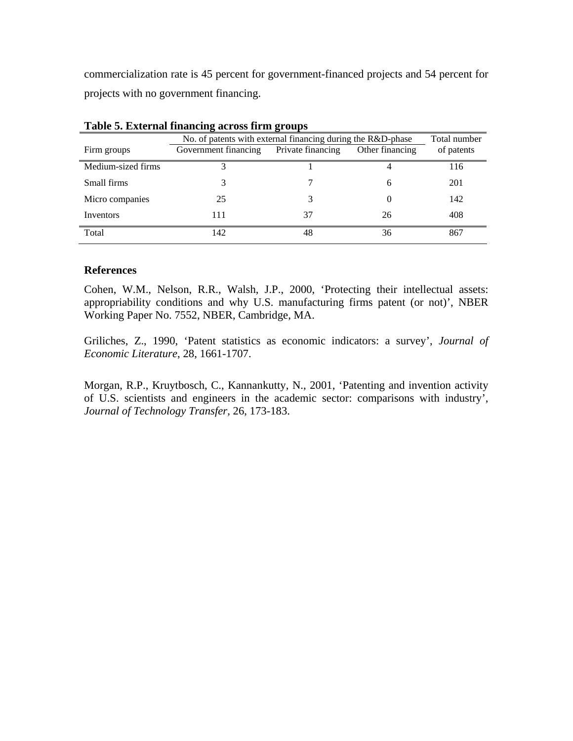commercialization rate is 45 percent for government-financed projects and 54 percent for projects with no government financing.

**Table 5. External financing across firm groups**

| | No. of patents with external financing during the R&D-phase | | | Total number |
|---|---|---|---|---|
| Firm groups | Government financing | Private financing | Other financing | of patents |
| Medium-sized firms | 3 | 1 | 4 | 116 |
| Small firms | 3 | 7 | 6 | 201 |
| Micro companies | 25 | 3 | 0 | 142 |
| Inventors | 111 | 37 | 26 | 408 |
| Total | 142 | 48 | 36 | 867 |

## References

Cohen, W.M., Nelson, R.R., Walsh, J.P., 2000, 'Protecting their intellectual assets: appropriability conditions and why U.S. manufacturing firms patent (or not)', NBER Working Paper No. 7552, NBER, Cambridge, MA.

Griliches, Z., 1990, 'Patent statistics as economic indicators: a survey', *Journal of Economic Literature*, 28, 1661-1707.

Morgan, R.P., Kruytbosch, C., Kannankutty, N., 2001, 'Patenting and invention activity of U.S. scientists and engineers in the academic sector: comparisons with industry', *Journal of Technology Transfer*, 26, 173-183.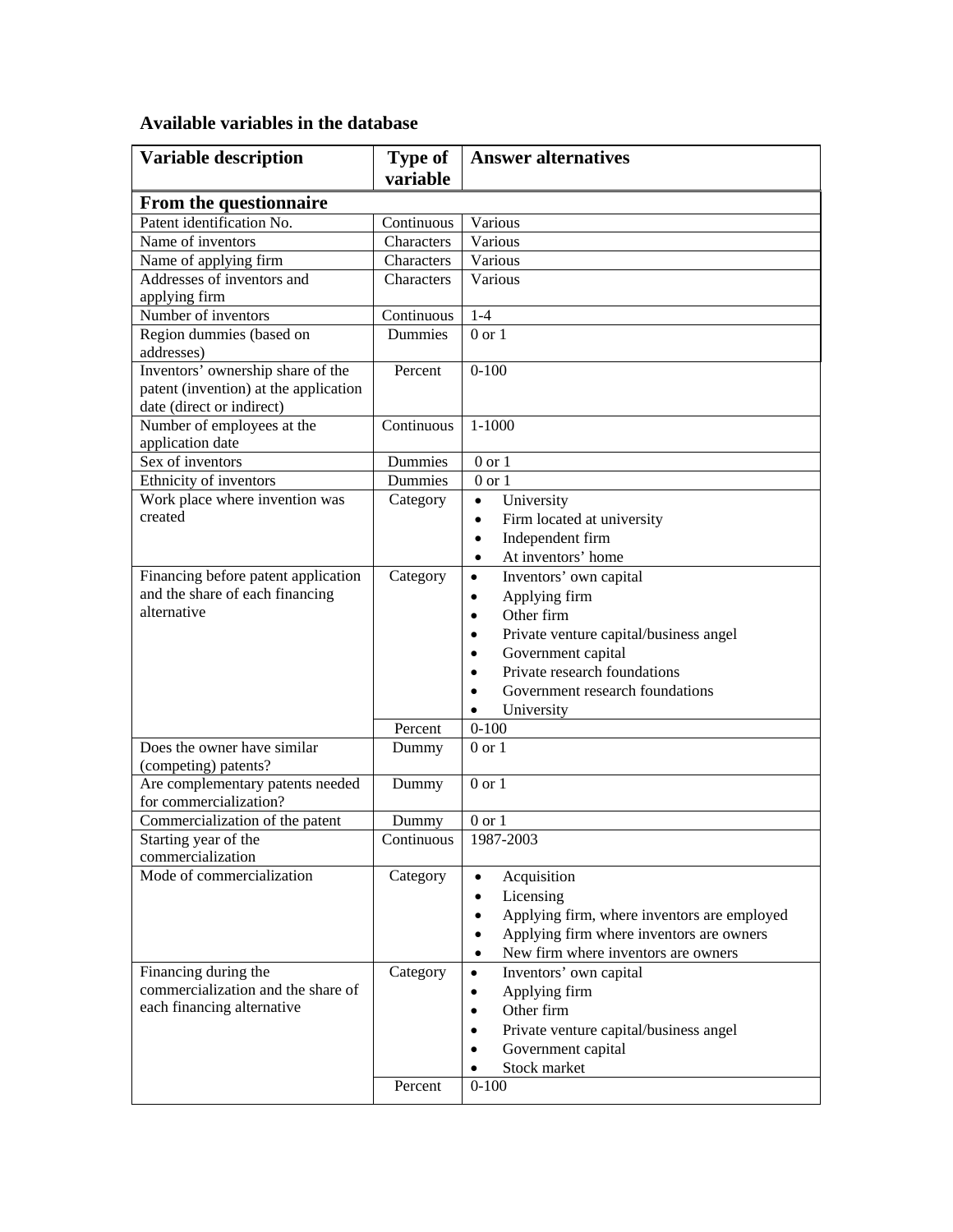### Available variables in the database

| Variable description | Type of variable | Answer alternatives |
|---|---|---|
| **From the questionnaire** | | |
| Patent identification No. | Continuous | Various |
| Name of inventors | Characters | Various |
| Name of applying firm | Characters | Various |
| Addresses of inventors and applying firm | Characters | Various |
| Number of inventors | Continuous | 1-4 |
| Region dummies (based on addresses) | Dummies | 0 or 1 |
| Inventors' ownership share of the patent (invention) at the application date (direct or indirect) | Percent | 0-100 |
| Number of employees at the application date | Continuous | 1-1000 |
| Sex of inventors | Dummies | 0 or 1 |
| Ethnicity of inventors | Dummies | 0 or 1 |
| Work place where invention was created | Category | • University<br>• Firm located at university<br>• Independent firm<br>• At inventors' home |
| Financing before patent application and the share of each financing alternative | Category | • Inventors' own capital<br>• Applying firm<br>• Other firm<br>• Private venture capital/business angel<br>• Government capital<br>• Private research foundations<br>• Government research foundations<br>• University |
| | Percent | 0-100 |
| Does the owner have similar (competing) patents? | Dummy | 0 or 1 |
| Are complementary patents needed for commercialization? | Dummy | 0 or 1 |
| Commercialization of the patent | Dummy | 0 or 1 |
| Starting year of the commercialization | Continuous | 1987-2003 |
| Mode of commercialization | Category | • Acquisition<br>• Licensing<br>• Applying firm, where inventors are employed<br>• Applying firm where inventors are owners<br>• New firm where inventors are owners |
| Financing during the commercialization and the share of each financing alternative | Category | • Inventors' own capital<br>• Applying firm<br>• Other firm<br>• Private venture capital/business angel<br>• Government capital<br>• Stock market |
| | Percent | 0-100 |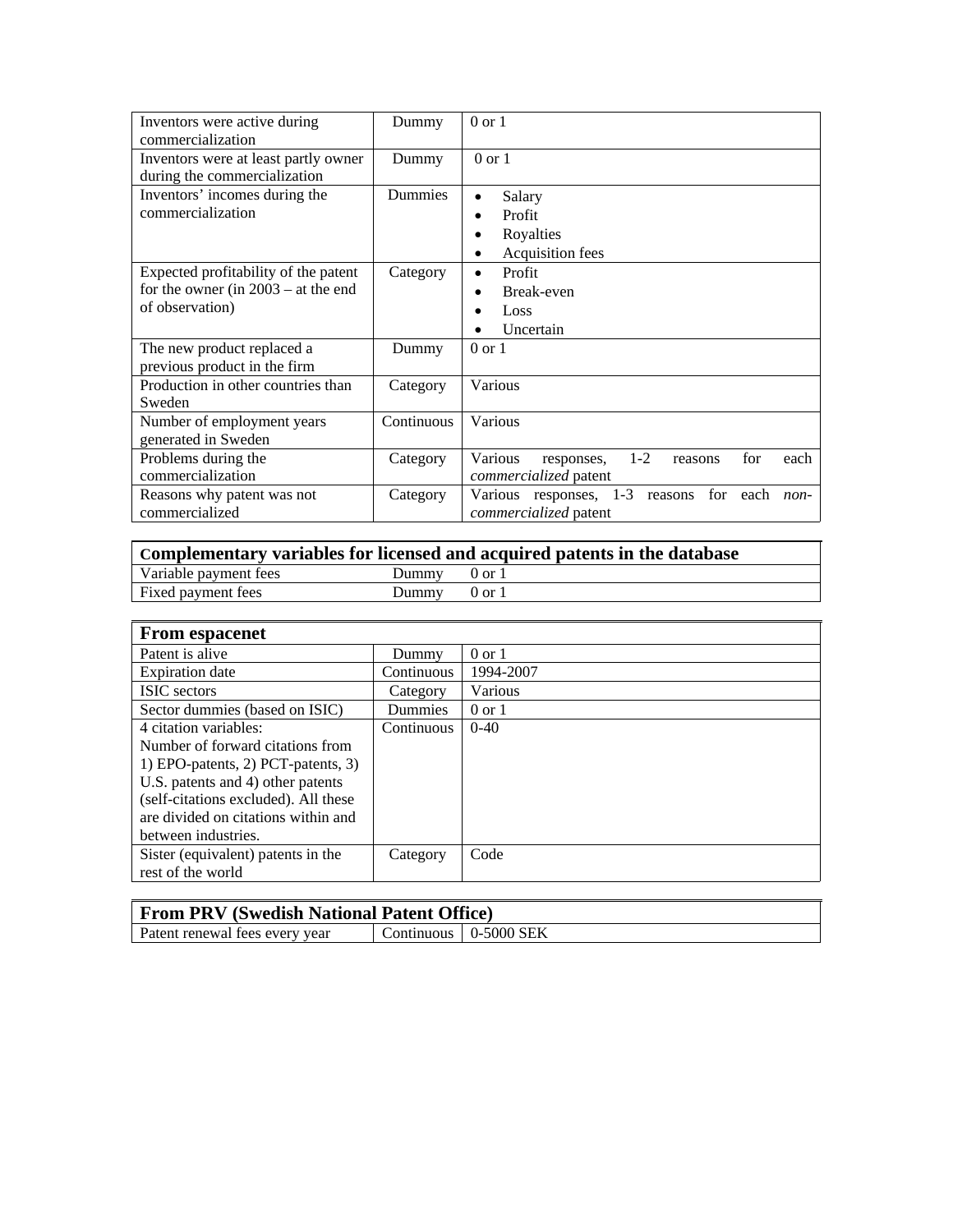| | | |
|---|---|---|
| Inventors were active during commercialization | Dummy | 0 or 1 |
| Inventors were at least partly owner during the commercialization | Dummy | 0 or 1 |
| Inventors' incomes during the commercialization | Dummies | • Salary<br>• Profit<br>• Royalties<br>• Acquisition fees |
| Expected profitability of the patent for the owner (in 2003 – at the end of observation) | Category | • Profit<br>• Break-even<br>• Loss<br>• Uncertain |
| The new product replaced a previous product in the firm | Dummy | 0 or 1 |
| Production in other countries than Sweden | Category | Various |
| Number of employment years generated in Sweden | Continuous | Various |
| Problems during the commercialization | Category | Various responses, 1-2 reasons for each *commercialized* patent |
| Reasons why patent was not commercialized | Category | Various responses, 1-3 reasons for each *non-commercialized* patent |

| **Complementary variables for licensed and acquired patents in the database** | | |
|---|---|---|
| Variable payment fees | Dummy | 0 or 1 |
| Fixed payment fees | Dummy | 0 or 1 |

| **From espacenet** | | |
|---|---|---|
| Patent is alive | Dummy | 0 or 1 |
| Expiration date | Continuous | 1994-2007 |
| ISIC sectors | Category | Various |
| Sector dummies (based on ISIC) | Dummies | 0 or 1 |
| 4 citation variables: Number of forward citations from 1) EPO-patents, 2) PCT-patents, 3) U.S. patents and 4) other patents (self-citations excluded). All these are divided on citations within and between industries. | Continuous | 0-40 |
| Sister (equivalent) patents in the rest of the world | Category | Code |

| **From PRV (Swedish National Patent Office)** | | |
|---|---|---|
| Patent renewal fees every year | Continuous | 0-5000 SEK |